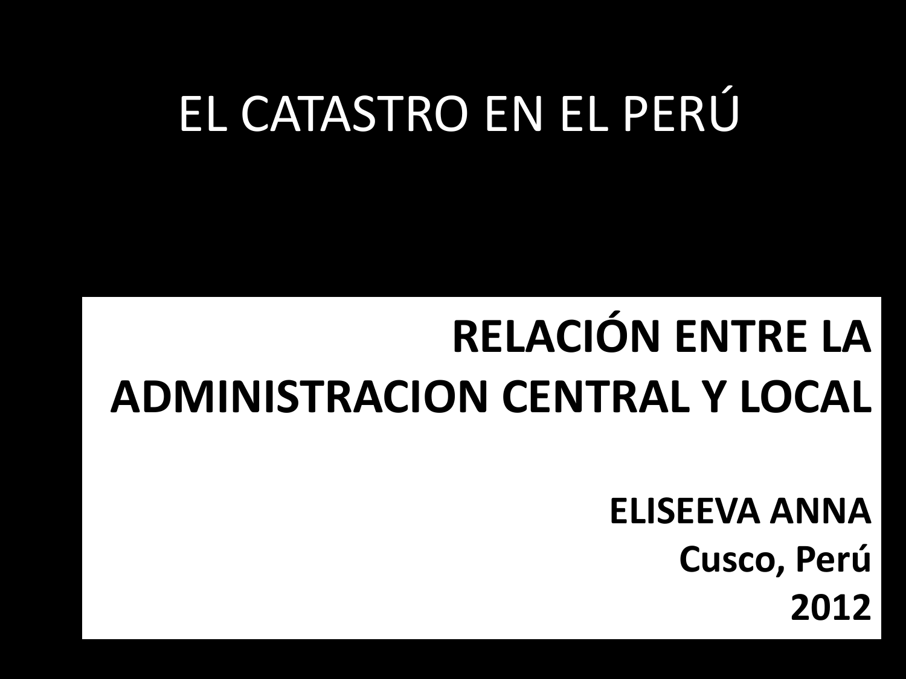# EL CATASTRO EN EL PERÚ

## RELACIÓN ENTRE LA ADMINISTRACION CENTRAL Y LOCAL

**ELISEEVA ANNA**
**Cusco, Perú**
**2012**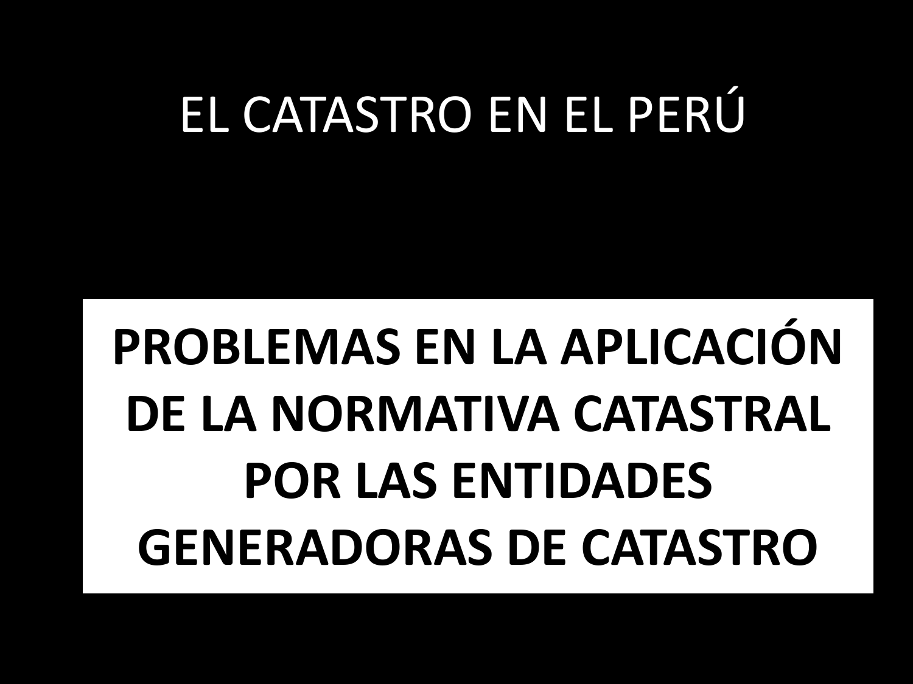# EL CATASTRO EN EL PERÚ

**PROBLEMAS EN LA APLICACIÓN DE LA NORMATIVA CATASTRAL POR LAS ENTIDADES GENERADORAS DE CATASTRO**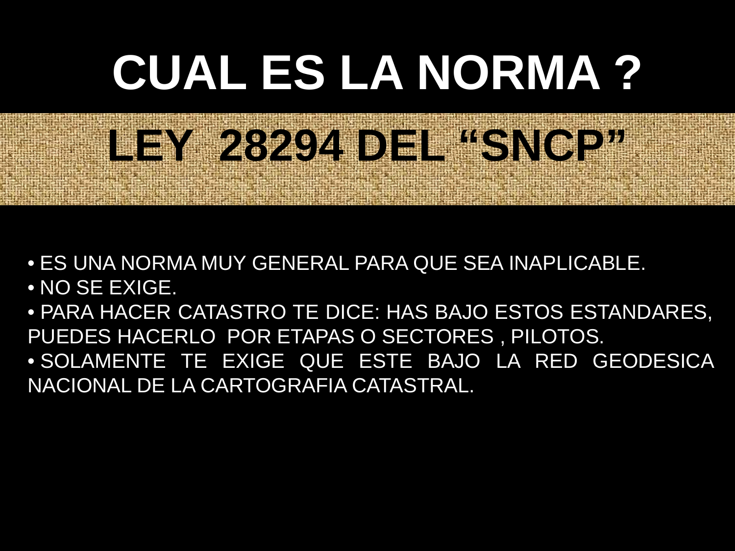# CUAL ES LA NORMA ?

## LEY 28294 DEL "SNCP"

- ES UNA NORMA MUY GENERAL PARA QUE SEA INAPLICABLE.
- NO SE EXIGE.
- PARA HACER CATASTRO TE DICE: HAS BAJO ESTOS ESTANDARES, PUEDES HACERLO POR ETAPAS O SECTORES , PILOTOS.
- SOLAMENTE TE EXIGE QUE ESTE BAJO LA RED GEODESICA NACIONAL DE LA CARTOGRAFIA CATASTRAL.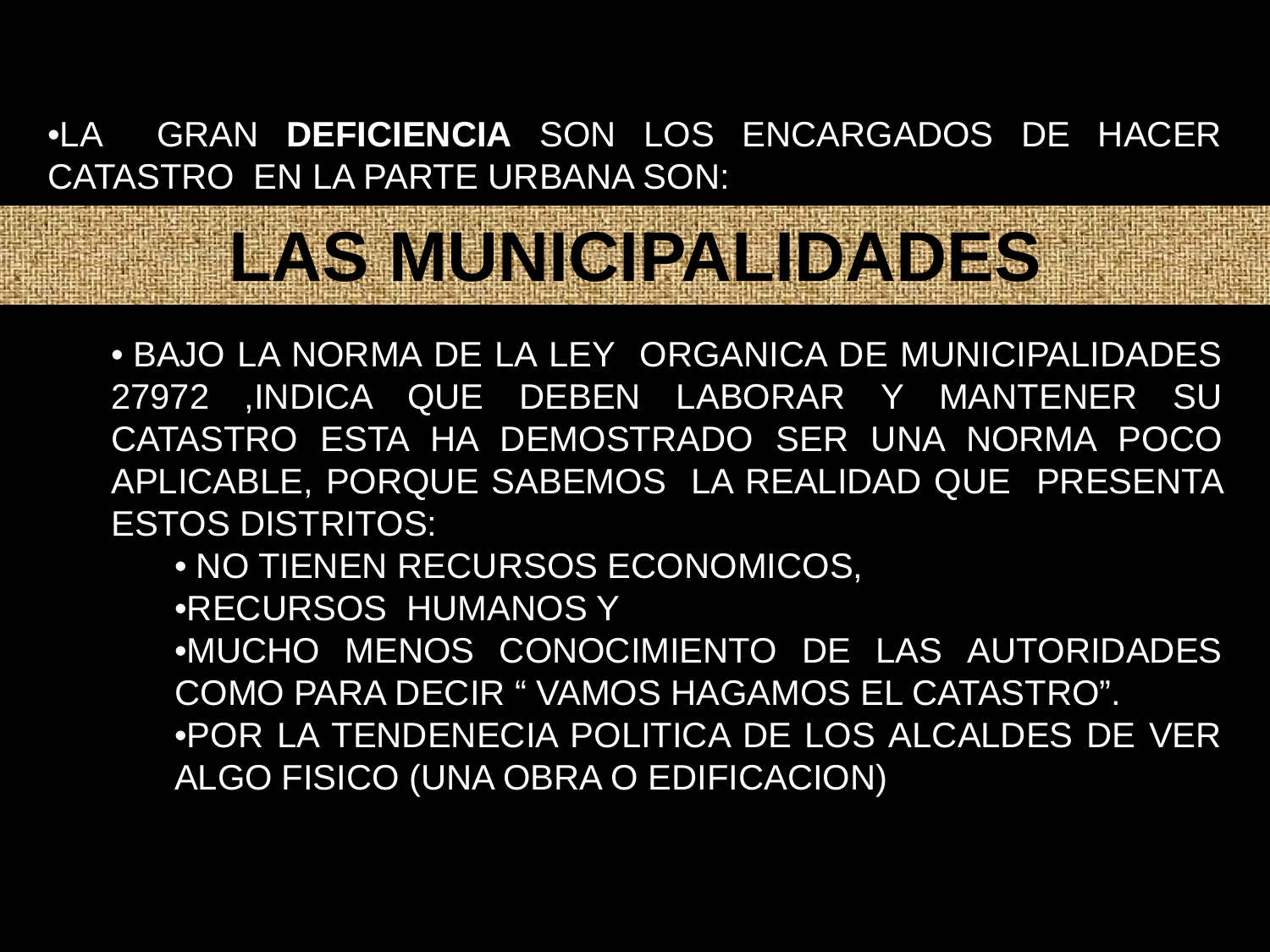- LA GRAN **DEFICIENCIA** SON LOS ENCARGADOS DE HACER CATASTRO EN LA PARTE URBANA SON:

# LAS MUNICIPALIDADES

- BAJO LA NORMA DE LA LEY ORGANICA DE MUNICIPALIDADES 27972 ,INDICA QUE DEBEN LABORAR Y MANTENER SU CATASTRO ESTA HA DEMOSTRADO SER UNA NORMA POCO APLICABLE, PORQUE SABEMOS LA REALIDAD QUE PRESENTA ESTOS DISTRITOS:
  - NO TIENEN RECURSOS ECONOMICOS,
  - RECURSOS HUMANOS Y
  - MUCHO MENOS CONOCIMIENTO DE LAS AUTORIDADES COMO PARA DECIR " VAMOS HAGAMOS EL CATASTRO".
  - POR LA TENDENECIA POLITICA DE LOS ALCALDES DE VER ALGO FISICO (UNA OBRA O EDIFICACION)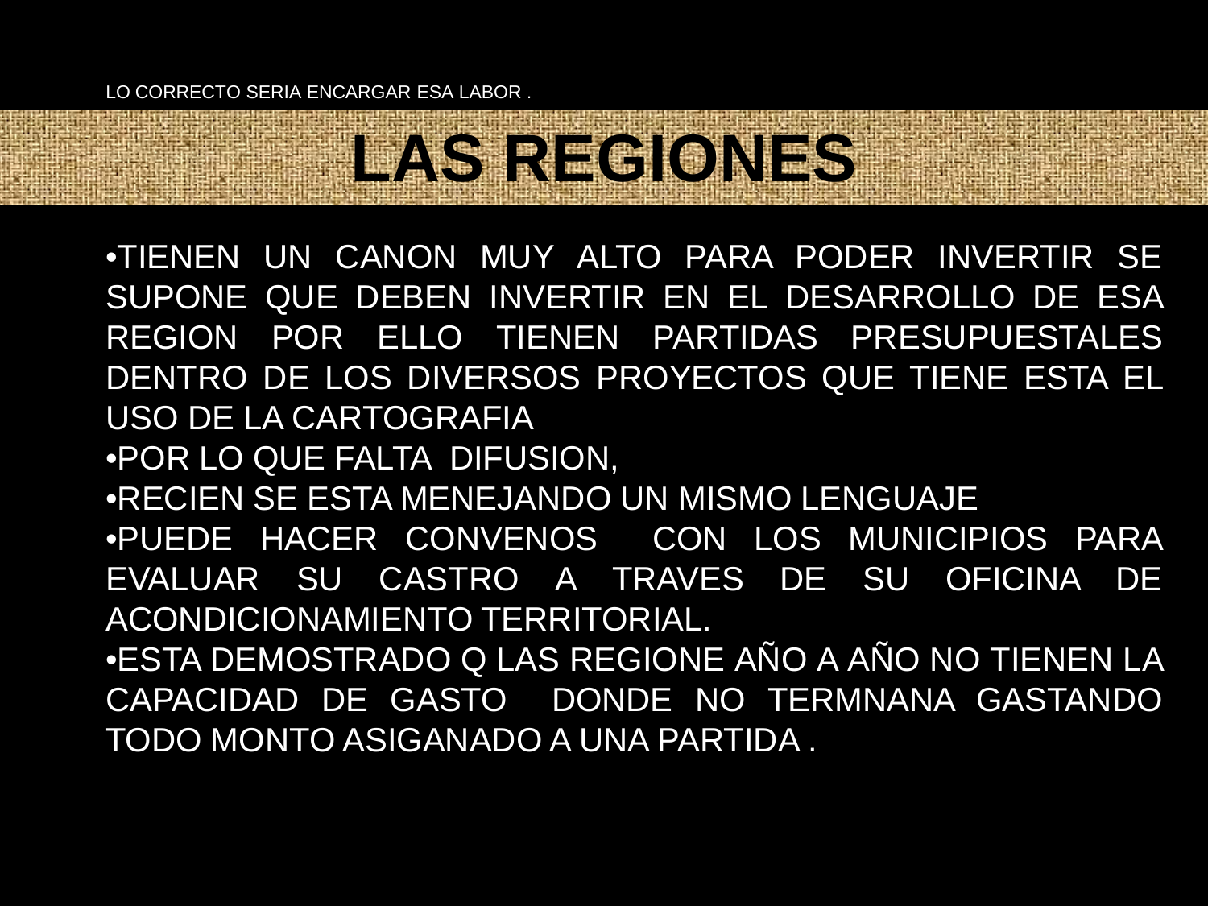LO CORRECTO SERIA ENCARGAR ESA LABOR .

# LAS REGIONES

- TIENEN UN CANON MUY ALTO PARA PODER INVERTIR SE SUPONE QUE DEBEN INVERTIR EN EL DESARROLLO DE ESA REGION POR ELLO TIENEN PARTIDAS PRESUPUESTALES DENTRO DE LOS DIVERSOS PROYECTOS QUE TIENE ESTA EL USO DE LA CARTOGRAFIA
- POR LO QUE FALTA DIFUSION,
- RECIEN SE ESTA MENEJANDO UN MISMO LENGUAJE
- PUEDE HACER CONVENOS CON LOS MUNICIPIOS PARA EVALUAR SU CASTRO A TRAVES DE SU OFICINA DE ACONDICIONAMIENTO TERRITORIAL.
- ESTA DEMOSTRADO Q LAS REGIONE AÑO A AÑO NO TIENEN LA CAPACIDAD DE GASTO DONDE NO TERMNANA GASTANDO TODO MONTO ASIGANADO A UNA PARTIDA .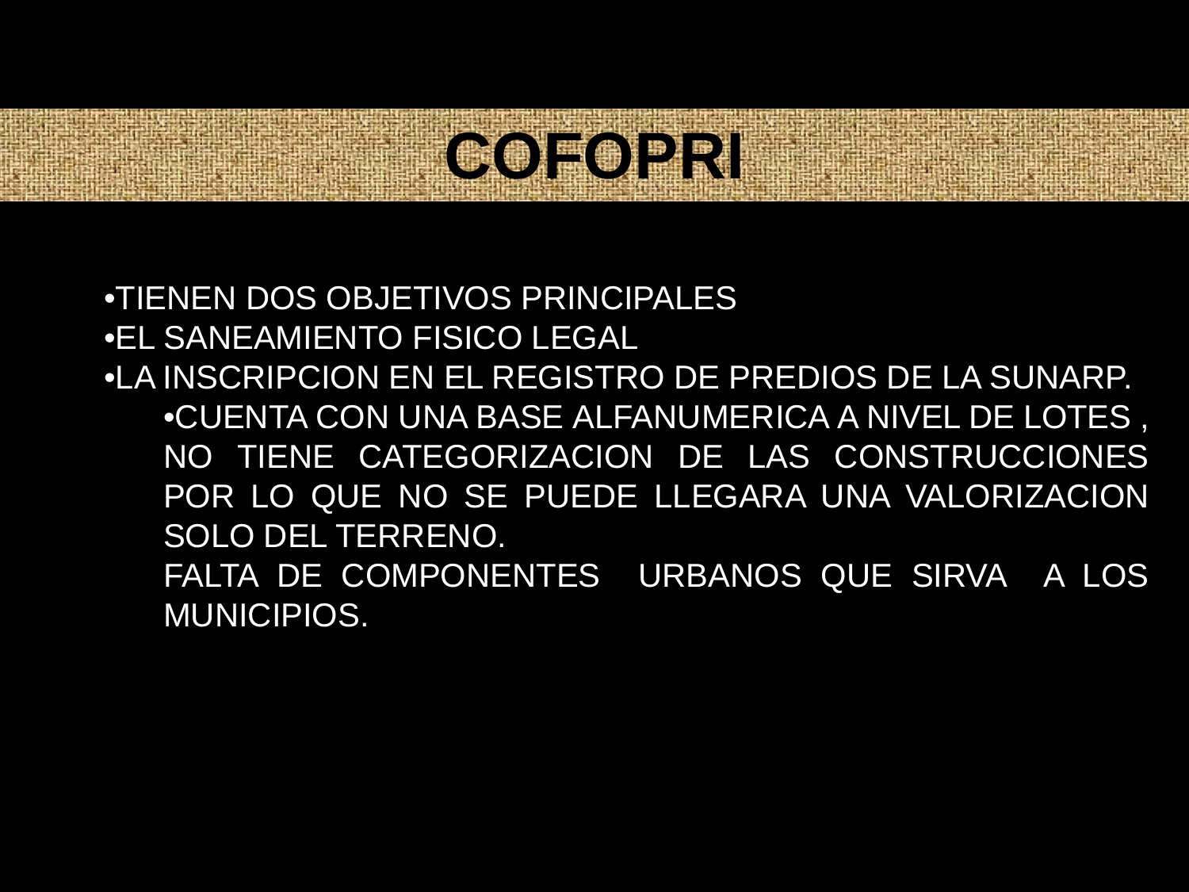# COFOPRI

- TIENEN DOS OBJETIVOS PRINCIPALES
- EL SANEAMIENTO FISICO LEGAL
- LA INSCRIPCION EN EL REGISTRO DE PREDIOS DE LA SUNARP.
  - CUENTA CON UNA BASE ALFANUMERICA A NIVEL DE LOTES , NO TIENE CATEGORIZACION DE LAS CONSTRUCCIONES POR LO QUE NO SE PUEDE LLEGARA UNA VALORIZACION SOLO DEL TERRENO.

    FALTA DE COMPONENTES URBANOS QUE SIRVA A LOS MUNICIPIOS.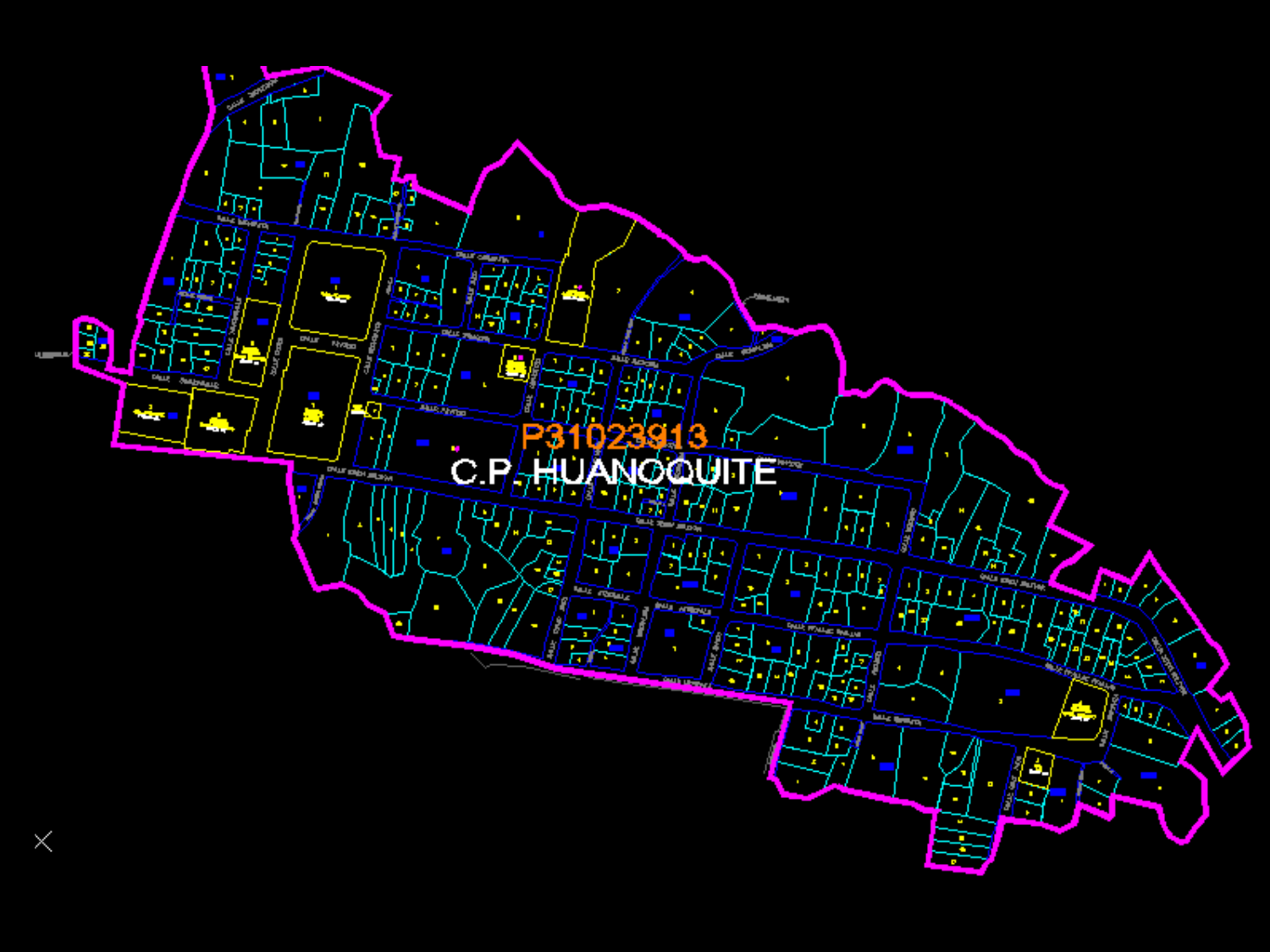P31023913

C.P. HUANOQUITE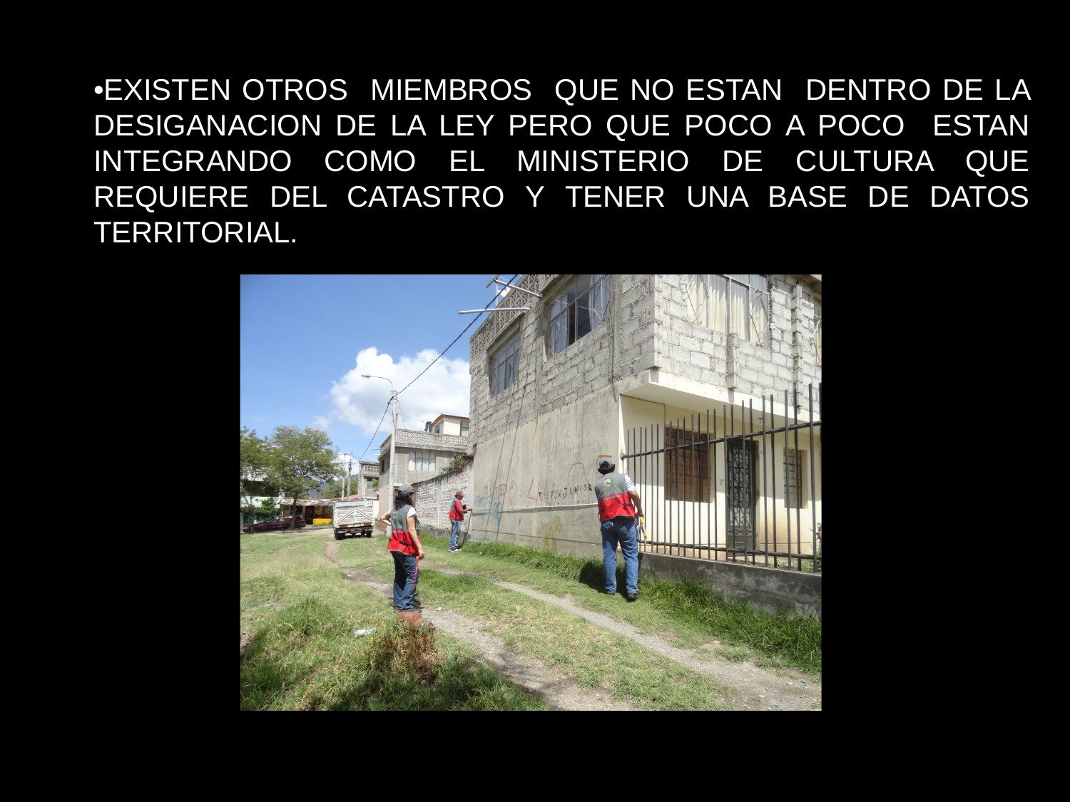- EXISTEN OTROS MIEMBROS QUE NO ESTAN DENTRO DE LA DESIGANACION DE LA LEY PERO QUE POCO A POCO ESTAN INTEGRANDO COMO EL MINISTERIO DE CULTURA QUE REQUIERE DEL CATASTRO Y TENER UNA BASE DE DATOS TERRITORIAL.